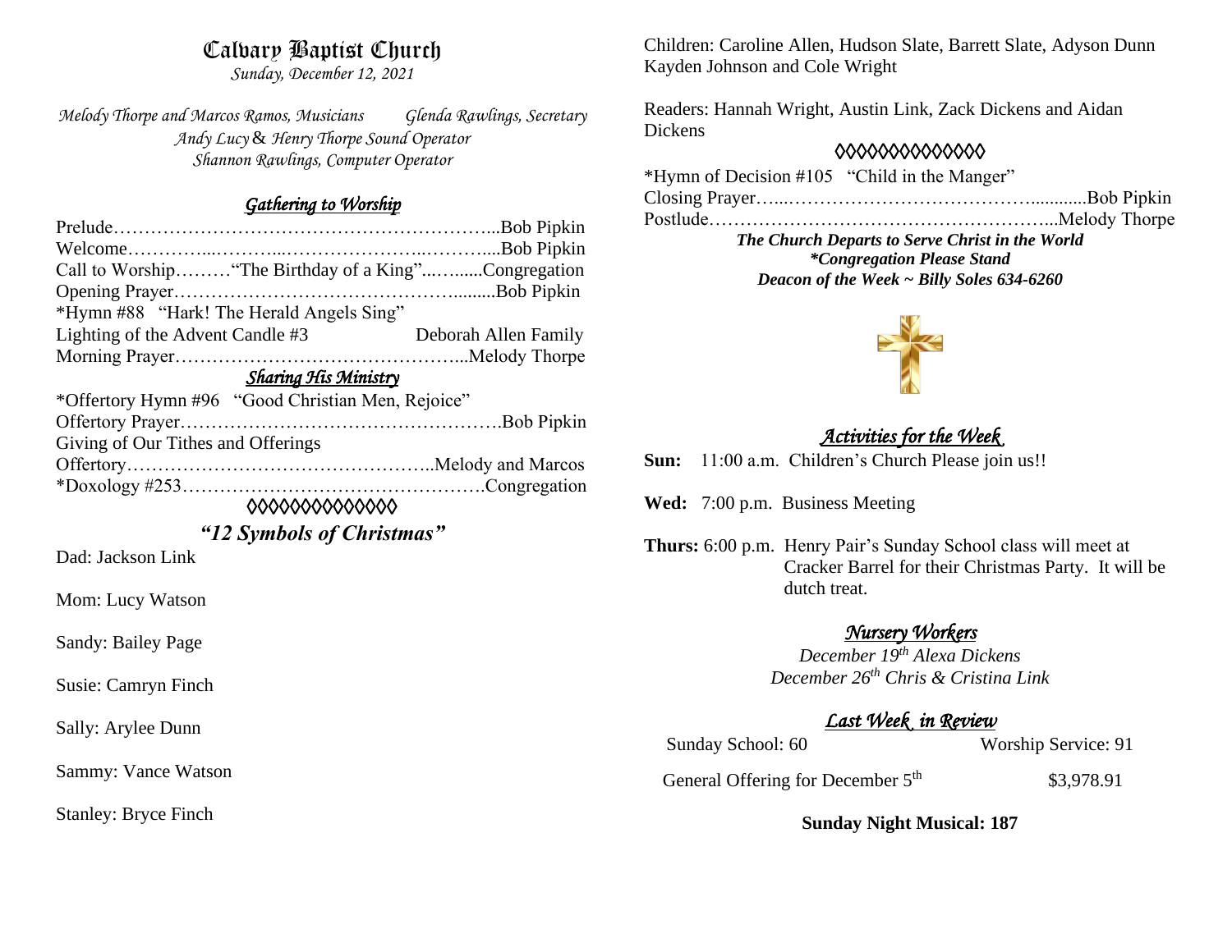# Calvary Baptist Church

*Sunday, December 12, 2021*

*Melody Thorpe and Marcos Ramos, Musicians* *Glenda Rawlings, Secretary*
*Andy Lucy & Henry Thorpe Sound Operator*
*Shannon Rawlings, Computer Operator*

## *Gathering to Worship*

Prelude……………………………………………………...Bob Pipkin
Welcome…………...………...…………………...………....Bob Pipkin
Call to Worship………"The Birthday of a King"...….......Congregation
Opening Prayer……………………………………….........Bob Pipkin
*Hymn #88 "Hark! The Herald Angels Sing"
Lighting of the Advent Candle #3 Deborah Allen Family
Morning Prayer………………………………………...Melody Thorpe

## *Sharing His Ministry*

*Offertory Hymn #96 "Good Christian Men, Rejoice"
Offertory Prayer…………………………………………….Bob Pipkin
Giving of Our Tithes and Offerings
Offertory…………………………………………..Melody and Marcos
*Doxology #253………………………………………….Congregation

◊◊◊◊◊◊◊◊◊◊◊◊◊◊

## *"12 Symbols of Christmas"*

Dad: Jackson Link

Mom: Lucy Watson

Sandy: Bailey Page

Susie: Camryn Finch

Sally: Arylee Dunn

Sammy: Vance Watson

Stanley: Bryce Finch

Children: Caroline Allen, Hudson Slate, Barrett Slate, Adyson Dunn Kayden Johnson and Cole Wright

Readers: Hannah Wright, Austin Link, Zack Dickens and Aidan Dickens

◊◊◊◊◊◊◊◊◊◊◊◊◊◊

*Hymn of Decision #105 "Child in the Manger"
Closing Prayer…...……………………………………...........Bob Pipkin
Postlude………………………………………………...Melody Thorpe

***The Church Departs to Serve Christ in the World***
***\*Congregation Please Stand***
***Deacon of the Week ~ Billy Soles 634-6260***

## *Activities for the Week*

**Sun:** 11:00 a.m. Children's Church Please join us!!

**Wed:** 7:00 p.m. Business Meeting

**Thurs:** 6:00 p.m. Henry Pair's Sunday School class will meet at Cracker Barrel for their Christmas Party. It will be dutch treat.

## *Nursery Workers*

*December 19th Alexa Dickens*
*December 26th Chris & Cristina Link*

## *Last Week in Review*

Sunday School: 60 Worship Service: 91

General Offering for December 5th $3,978.91

**Sunday Night Musical: 187**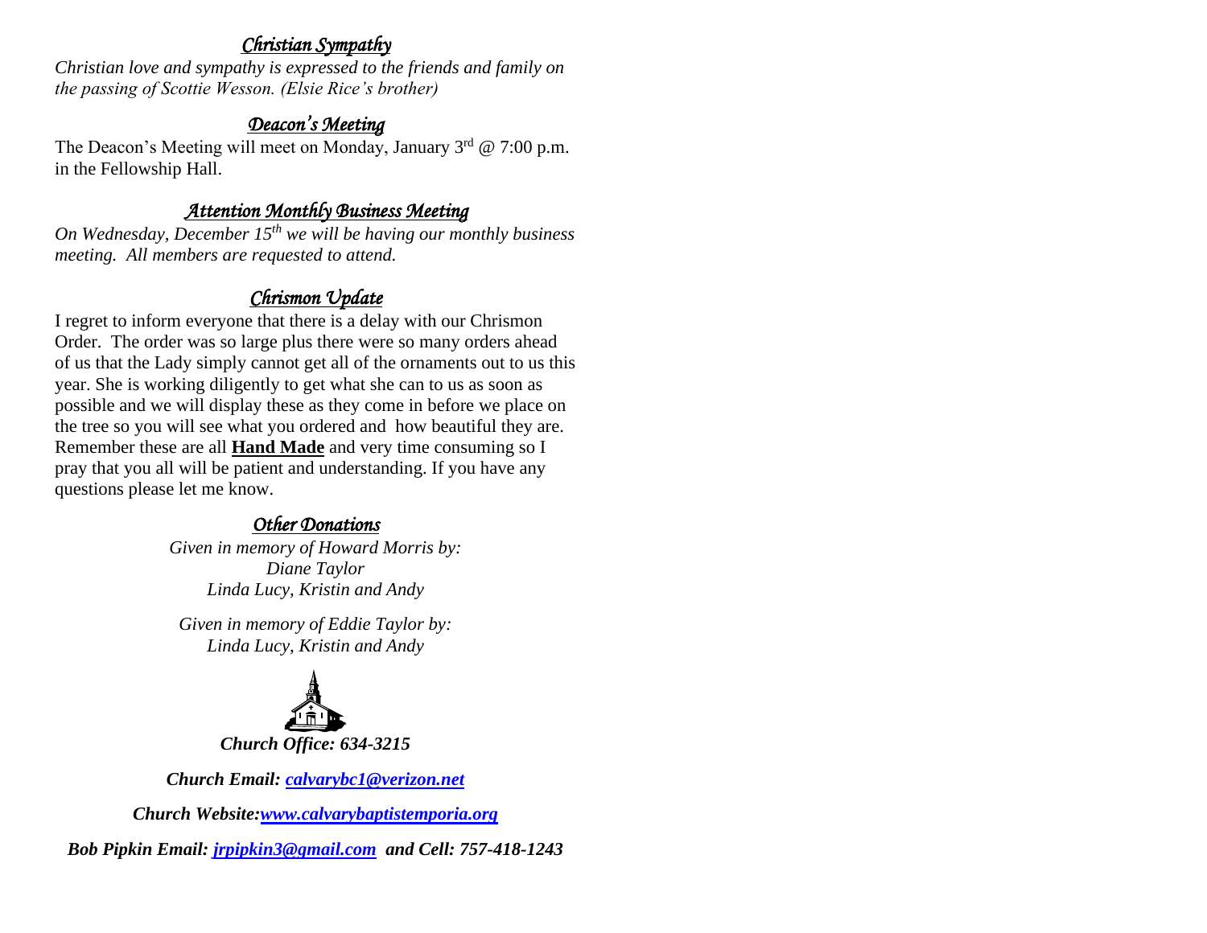## *Christian Sympathy*

*Christian love and sympathy is expressed to the friends and family on the passing of Scottie Wesson. (Elsie Rice's brother)*

## *Deacon's Meeting*

The Deacon's Meeting will meet on Monday, January 3rd @ 7:00 p.m. in the Fellowship Hall.

## *Attention Monthly Business Meeting*

*On Wednesday, December 15th we will be having our monthly business meeting. All members are requested to attend.*

## *Chrismon Update*

I regret to inform everyone that there is a delay with our Chrismon Order. The order was so large plus there were so many orders ahead of us that the Lady simply cannot get all of the ornaments out to us this year. She is working diligently to get what she can to us as soon as possible and we will display these as they come in before we place on the tree so you will see what you ordered and how beautiful they are. Remember these are all **Hand Made** and very time consuming so I pray that you all will be patient and understanding. If you have any questions please let me know.

## *Other Donations*

*Given in memory of Howard Morris by:*
*Diane Taylor*
*Linda Lucy, Kristin and Andy*

*Given in memory of Eddie Taylor by:*
*Linda Lucy, Kristin and Andy*

***Church Office: 634-3215***

***Church Email: calvarybc1@verizon.net***

***Church Website: www.calvarybaptistemporia.org***

***Bob Pipkin Email: jrpipkin3@gmail.com and Cell: 757-418-1243***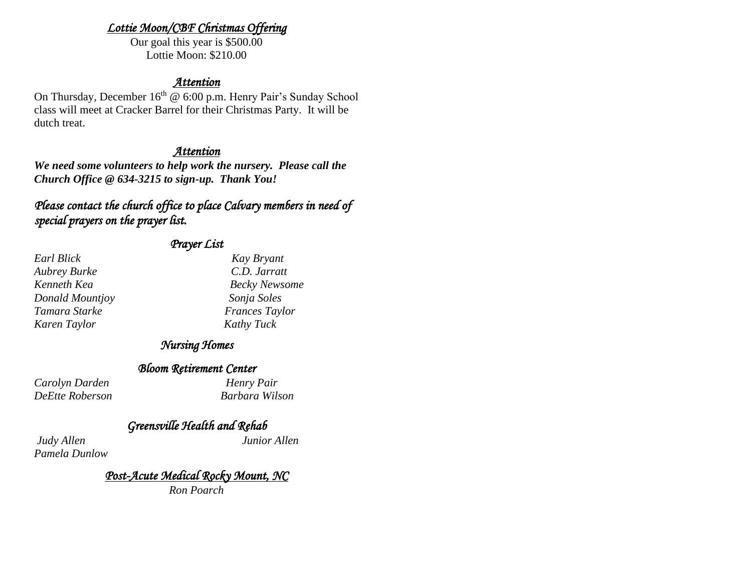## *Lottie Moon/CBF Christmas Offering*

Our goal this year is $500.00

Lottie Moon: $210.00

## *Attention*

On Thursday, December 16th @ 6:00 p.m. Henry Pair's Sunday School class will meet at Cracker Barrel for their Christmas Party. It will be dutch treat.

## *Attention*

***We need some volunteers to help work the nursery. Please call the Church Office @ 634-3215 to sign-up. Thank You!***

*Please contact the church office to place Calvary members in need of special prayers on the prayer list.*

### *Prayer List*

| | |
|---|---|
| *Earl Blick* | *Kay Bryant* |
| *Aubrey Burke* | *C.D. Jarratt* |
| *Kenneth Kea* | *Becky Newsome* |
| *Donald Mountjoy* | *Sonja Soles* |
| *Tamara Starke* | *Frances Taylor* |
| *Karen Taylor* | *Kathy Tuck* |

### *Nursing Homes*

#### *Bloom Retirement Center*

| | |
|---|---|
| *Carolyn Darden* | *Henry Pair* |
| *DeEtte Roberson* | *Barbara Wilson* |

#### *Greensville Health and Rehab*

| | |
|---|---|
| *Judy Allen* | *Junior Allen* |
| *Pamela Dunlow* | |

#### *Post-Acute Medical Rocky Mount, NC*

*Ron Poarch*